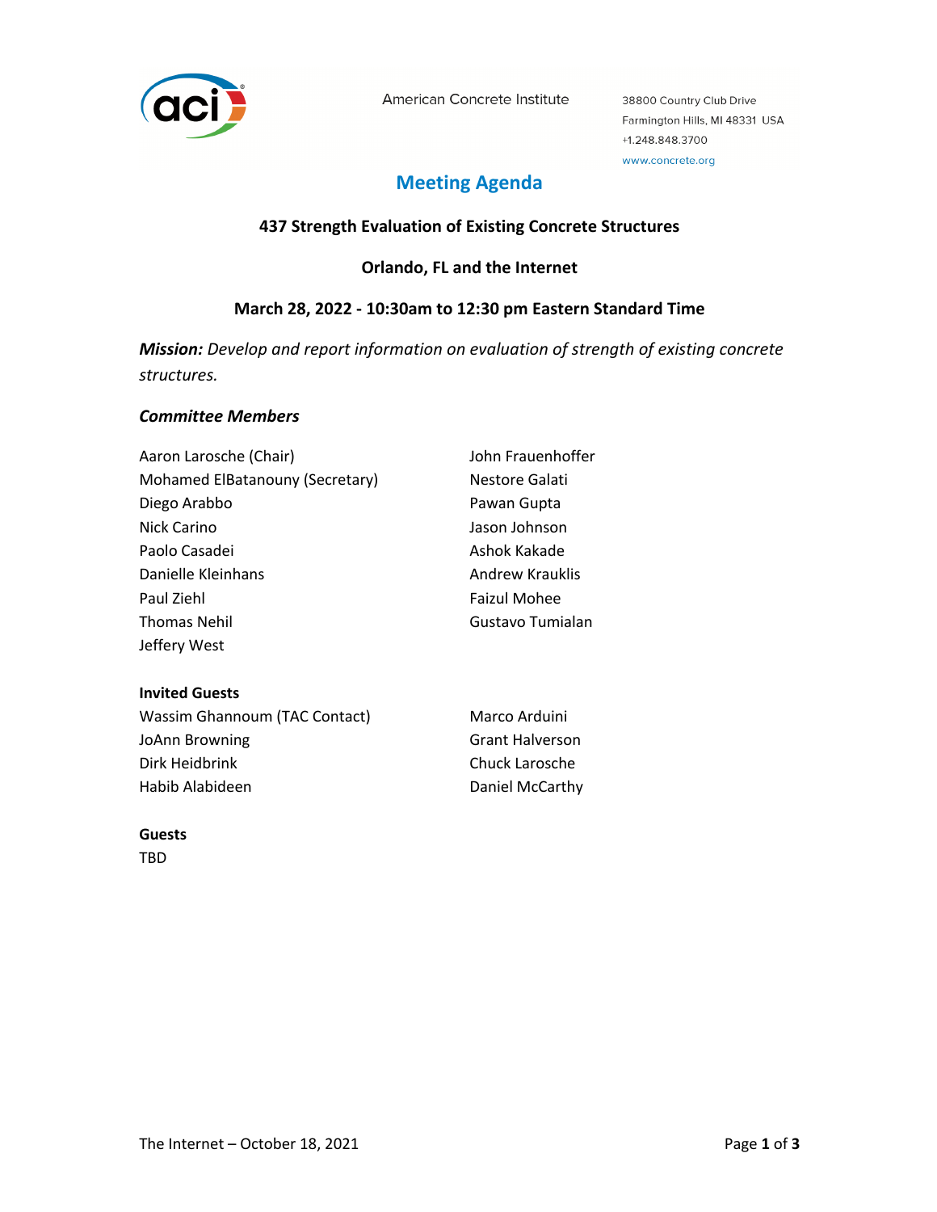American Concrete Institute

38800 Country Club Drive
Farmington Hills, MI 48331 USA
+1.248.848.3700
www.concrete.org

# Meeting Agenda

**437 Strength Evaluation of Existing Concrete Structures**

**Orlando, FL and the Internet**

**March 28, 2022 - 10:30am to 12:30 pm Eastern Standard Time**

***Mission:*** *Develop and report information on evaluation of strength of existing concrete structures.*

### *Committee Members*

Aaron Larosche (Chair)
Mohamed ElBatanouny (Secretary)
Diego Arabbo
Nick Carino
Paolo Casadei
Danielle Kleinhans
Paul Ziehl
Thomas Nehil
Jeffery West
John Frauenhoffer
Nestore Galati
Pawan Gupta
Jason Johnson
Ashok Kakade
Andrew Krauklis
Faizul Mohee
Gustavo Tumialan

**Invited Guests**

Wassim Ghannoum (TAC Contact)
JoAnn Browning
Dirk Heidbrink
Habib Alabideen
Marco Arduini
Grant Halverson
Chuck Larosche
Daniel McCarthy

**Guests**

TBD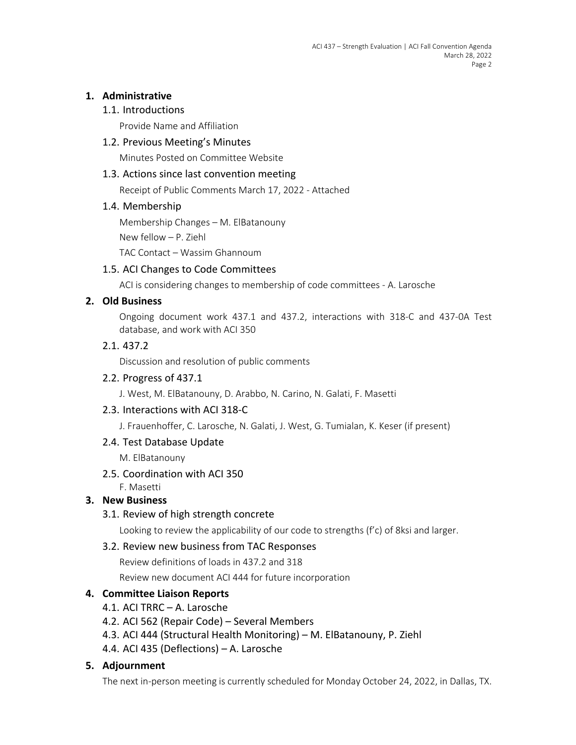## 1. Administrative

### 1.1. Introductions

Provide Name and Affiliation

### 1.2. Previous Meeting's Minutes

Minutes Posted on Committee Website

### 1.3. Actions since last convention meeting

Receipt of Public Comments March 17, 2022 - Attached

### 1.4. Membership

Membership Changes – M. ElBatanouny

New fellow – P. Ziehl

TAC Contact – Wassim Ghannoum

### 1.5. ACI Changes to Code Committees

ACI is considering changes to membership of code committees - A. Larosche

## 2. Old Business

Ongoing document work 437.1 and 437.2, interactions with 318-C and 437-0A Test database, and work with ACI 350

### 2.1. 437.2

Discussion and resolution of public comments

### 2.2. Progress of 437.1

J. West, M. ElBatanouny, D. Arabbo, N. Carino, N. Galati, F. Masetti

### 2.3. Interactions with ACI 318-C

J. Frauenhoffer, C. Larosche, N. Galati, J. West, G. Tumialan, K. Keser (if present)

### 2.4. Test Database Update

M. ElBatanouny

### 2.5. Coordination with ACI 350

F. Masetti

## 3. New Business

### 3.1. Review of high strength concrete

Looking to review the applicability of our code to strengths (f'c) of 8ksi and larger.

### 3.2. Review new business from TAC Responses

Review definitions of loads in 437.2 and 318

Review new document ACI 444 for future incorporation

## 4. Committee Liaison Reports

### 4.1. ACI TRRC – A. Larosche

### 4.2. ACI 562 (Repair Code) – Several Members

### 4.3. ACI 444 (Structural Health Monitoring) – M. ElBatanouny, P. Ziehl

### 4.4. ACI 435 (Deflections) – A. Larosche

## 5. Adjournment

The next in-person meeting is currently scheduled for Monday October 24, 2022, in Dallas, TX.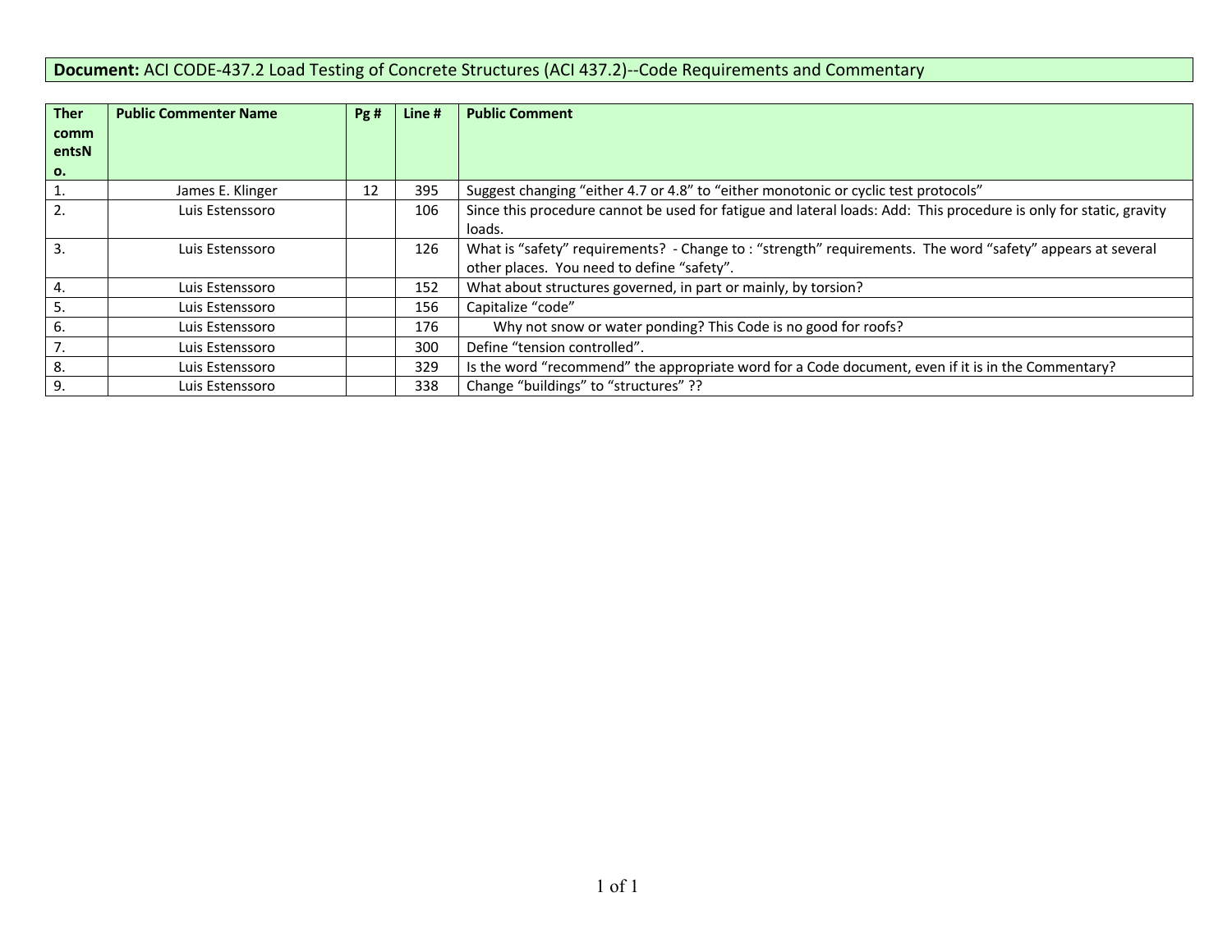**Document:** ACI CODE-437.2 Load Testing of Concrete Structures (ACI 437.2)--Code Requirements and Commentary

| Ther commentsNo. | Public Commenter Name | Pg # | Line # | Public Comment |
|---|---|---|---|---|
| 1. | James E. Klinger | 12 | 395 | Suggest changing "either 4.7 or 4.8" to "either monotonic or cyclic test protocols" |
| 2. | Luis Estenssoro | | 106 | Since this procedure cannot be used for fatigue and lateral loads: Add: This procedure is only for static, gravity loads. |
| 3. | Luis Estenssoro | | 126 | What is "safety" requirements? - Change to : "strength" requirements. The word "safety" appears at several other places. You need to define "safety". |
| 4. | Luis Estenssoro | | 152 | What about structures governed, in part or mainly, by torsion? |
| 5. | Luis Estenssoro | | 156 | Capitalize "code" |
| 6. | Luis Estenssoro | | 176 | Why not snow or water ponding? This Code is no good for roofs? |
| 7. | Luis Estenssoro | | 300 | Define "tension controlled". |
| 8. | Luis Estenssoro | | 329 | Is the word "recommend" the appropriate word for a Code document, even if it is in the Commentary? |
| 9. | Luis Estenssoro | | 338 | Change "buildings" to "structures" ?? |